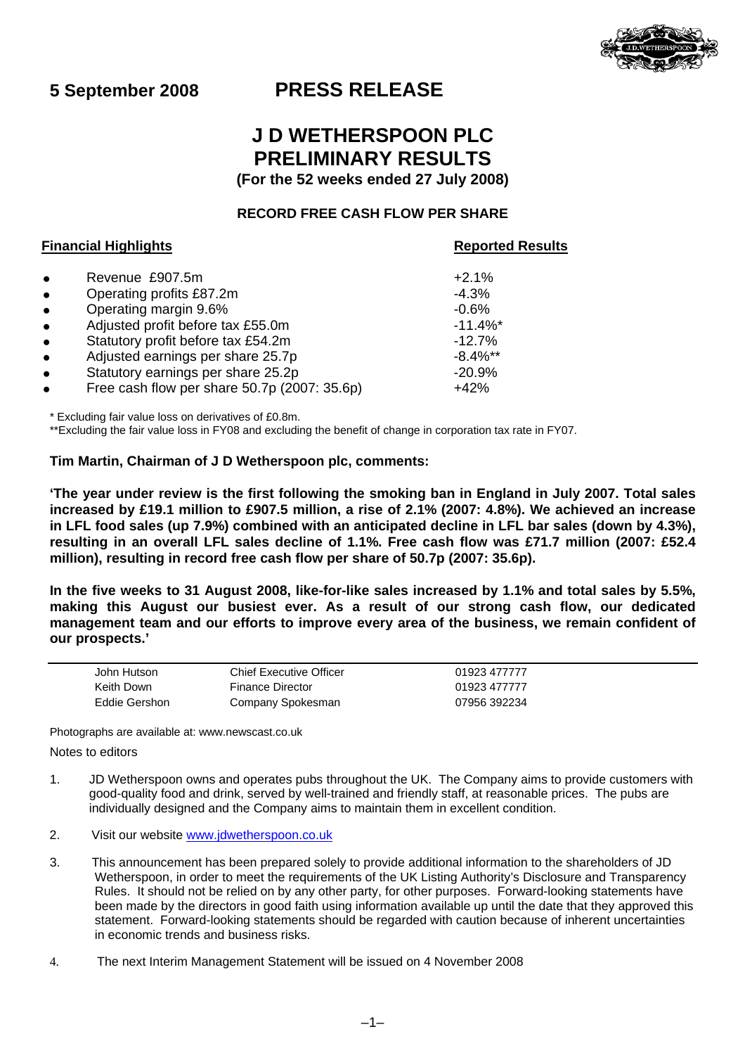**5 September 2008** **PRESS RELEASE**

# J D WETHERSPOON PLC
# PRELIMINARY RESULTS

**(For the 52 weeks ended 27 July 2008)**

**RECORD FREE CASH FLOW PER SHARE**

| **Financial Highlights** | **Reported Results** |
|---|---|
| • Revenue £907.5m | +2.1% |
| • Operating profits £87.2m | -4.3% |
| • Operating margin 9.6% | -0.6% |
| • Adjusted profit before tax £55.0m | -11.4%* |
| • Statutory profit before tax £54.2m | -12.7% |
| • Adjusted earnings per share 25.7p | -8.4%** |
| • Statutory earnings per share 25.2p | -20.9% |
| • Free cash flow per share 50.7p (2007: 35.6p) | +42% |

* Excluding fair value loss on derivatives of £0.8m.

**Excluding the fair value loss in FY08 and excluding the benefit of change in corporation tax rate in FY07.

**Tim Martin, Chairman of J D Wetherspoon plc, comments:**

**'The year under review is the first following the smoking ban in England in July 2007. Total sales increased by £19.1 million to £907.5 million, a rise of 2.1% (2007: 4.8%). We achieved an increase in LFL food sales (up 7.9%) combined with an anticipated decline in LFL bar sales (down by 4.3%), resulting in an overall LFL sales decline of 1.1%. Free cash flow was £71.7 million (2007: £52.4 million), resulting in record free cash flow per share of 50.7p (2007: 35.6p).**

**In the five weeks to 31 August 2008, like-for-like sales increased by 1.1% and total sales by 5.5%, making this August our busiest ever. As a result of our strong cash flow, our dedicated management team and our efforts to improve every area of the business, we remain confident of our prospects.'**

| | | |
|---|---|---|
| John Hutson | Chief Executive Officer | 01923 477777 |
| Keith Down | Finance Director | 01923 477777 |
| Eddie Gershon | Company Spokesman | 07956 392234 |

Photographs are available at: www.newscast.co.uk

Notes to editors

1. JD Wetherspoon owns and operates pubs throughout the UK. The Company aims to provide customers with good-quality food and drink, served by well-trained and friendly staff, at reasonable prices. The pubs are individually designed and the Company aims to maintain them in excellent condition.

2. Visit our website www.jdwetherspoon.co.uk

3. This announcement has been prepared solely to provide additional information to the shareholders of JD Wetherspoon, in order to meet the requirements of the UK Listing Authority's Disclosure and Transparency Rules. It should not be relied on by any other party, for other purposes. Forward-looking statements have been made by the directors in good faith using information available up until the date that they approved this statement. Forward-looking statements should be regarded with caution because of inherent uncertainties in economic trends and business risks.

4. The next Interim Management Statement will be issued on 4 November 2008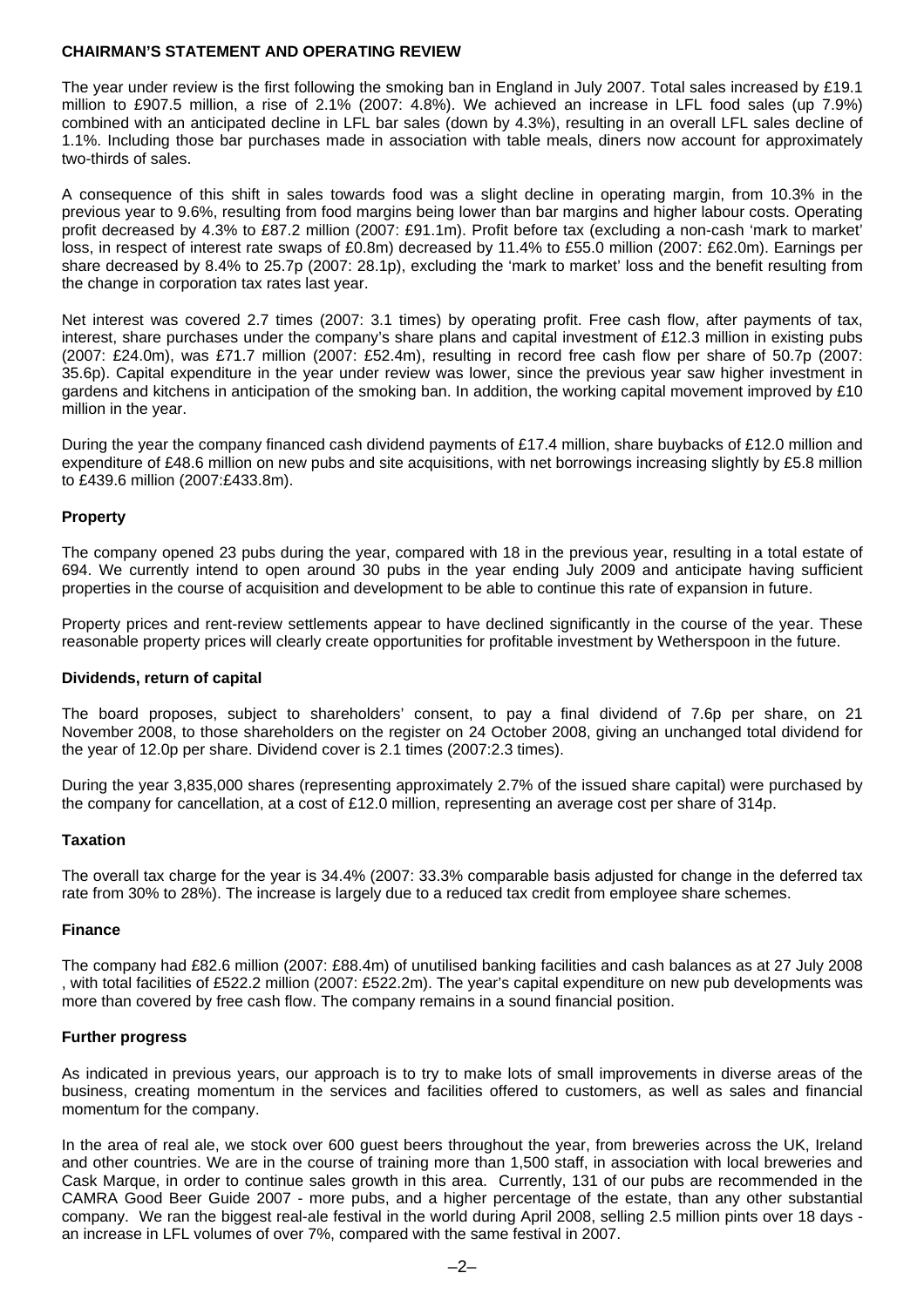## CHAIRMAN'S STATEMENT AND OPERATING REVIEW

The year under review is the first following the smoking ban in England in July 2007. Total sales increased by £19.1 million to £907.5 million, a rise of 2.1% (2007: 4.8%). We achieved an increase in LFL food sales (up 7.9%) combined with an anticipated decline in LFL bar sales (down by 4.3%), resulting in an overall LFL sales decline of 1.1%. Including those bar purchases made in association with table meals, diners now account for approximately two-thirds of sales.

A consequence of this shift in sales towards food was a slight decline in operating margin, from 10.3% in the previous year to 9.6%, resulting from food margins being lower than bar margins and higher labour costs. Operating profit decreased by 4.3% to £87.2 million (2007: £91.1m). Profit before tax (excluding a non-cash 'mark to market' loss, in respect of interest rate swaps of £0.8m) decreased by 11.4% to £55.0 million (2007: £62.0m). Earnings per share decreased by 8.4% to 25.7p (2007: 28.1p), excluding the 'mark to market' loss and the benefit resulting from the change in corporation tax rates last year.

Net interest was covered 2.7 times (2007: 3.1 times) by operating profit. Free cash flow, after payments of tax, interest, share purchases under the company's share plans and capital investment of £12.3 million in existing pubs (2007: £24.0m), was £71.7 million (2007: £52.4m), resulting in record free cash flow per share of 50.7p (2007: 35.6p). Capital expenditure in the year under review was lower, since the previous year saw higher investment in gardens and kitchens in anticipation of the smoking ban. In addition, the working capital movement improved by £10 million in the year.

During the year the company financed cash dividend payments of £17.4 million, share buybacks of £12.0 million and expenditure of £48.6 million on new pubs and site acquisitions, with net borrowings increasing slightly by £5.8 million to £439.6 million (2007:£433.8m).

### Property

The company opened 23 pubs during the year, compared with 18 in the previous year, resulting in a total estate of 694. We currently intend to open around 30 pubs in the year ending July 2009 and anticipate having sufficient properties in the course of acquisition and development to be able to continue this rate of expansion in future.

Property prices and rent-review settlements appear to have declined significantly in the course of the year. These reasonable property prices will clearly create opportunities for profitable investment by Wetherspoon in the future.

### Dividends, return of capital

The board proposes, subject to shareholders' consent, to pay a final dividend of 7.6p per share, on 21 November 2008, to those shareholders on the register on 24 October 2008, giving an unchanged total dividend for the year of 12.0p per share. Dividend cover is 2.1 times (2007:2.3 times).

During the year 3,835,000 shares (representing approximately 2.7% of the issued share capital) were purchased by the company for cancellation, at a cost of £12.0 million, representing an average cost per share of 314p.

### Taxation

The overall tax charge for the year is 34.4% (2007: 33.3% comparable basis adjusted for change in the deferred tax rate from 30% to 28%). The increase is largely due to a reduced tax credit from employee share schemes.

### Finance

The company had £82.6 million (2007: £88.4m) of unutilised banking facilities and cash balances as at 27 July 2008 , with total facilities of £522.2 million (2007: £522.2m). The year's capital expenditure on new pub developments was more than covered by free cash flow. The company remains in a sound financial position.

### Further progress

As indicated in previous years, our approach is to try to make lots of small improvements in diverse areas of the business, creating momentum in the services and facilities offered to customers, as well as sales and financial momentum for the company.

In the area of real ale, we stock over 600 guest beers throughout the year, from breweries across the UK, Ireland and other countries. We are in the course of training more than 1,500 staff, in association with local breweries and Cask Marque, in order to continue sales growth in this area. Currently, 131 of our pubs are recommended in the CAMRA Good Beer Guide 2007 - more pubs, and a higher percentage of the estate, than any other substantial company. We ran the biggest real-ale festival in the world during April 2008, selling 2.5 million pints over 18 days - an increase in LFL volumes of over 7%, compared with the same festival in 2007.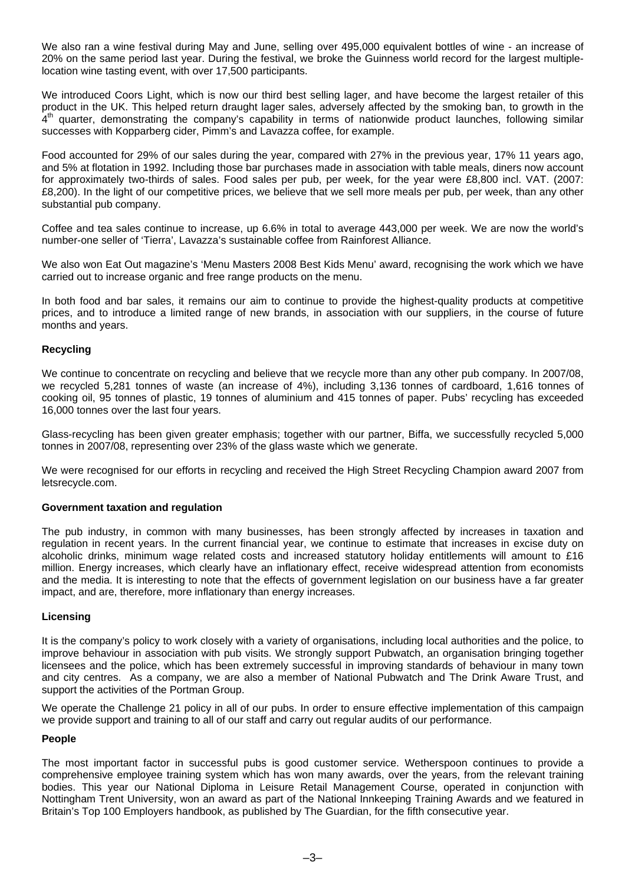We also ran a wine festival during May and June, selling over 495,000 equivalent bottles of wine - an increase of 20% on the same period last year. During the festival, we broke the Guinness world record for the largest multiple-location wine tasting event, with over 17,500 participants.

We introduced Coors Light, which is now our third best selling lager, and have become the largest retailer of this product in the UK. This helped return draught lager sales, adversely affected by the smoking ban, to growth in the 4th quarter, demonstrating the company's capability in terms of nationwide product launches, following similar successes with Kopparberg cider, Pimm's and Lavazza coffee, for example.

Food accounted for 29% of our sales during the year, compared with 27% in the previous year, 17% 11 years ago, and 5% at flotation in 1992. Including those bar purchases made in association with table meals, diners now account for approximately two-thirds of sales. Food sales per pub, per week, for the year were £8,800 incl. VAT. (2007: £8,200). In the light of our competitive prices, we believe that we sell more meals per pub, per week, than any other substantial pub company.

Coffee and tea sales continue to increase, up 6.6% in total to average 443,000 per week. We are now the world's number-one seller of 'Tierra', Lavazza's sustainable coffee from Rainforest Alliance.

We also won Eat Out magazine's 'Menu Masters 2008 Best Kids Menu' award, recognising the work which we have carried out to increase organic and free range products on the menu.

In both food and bar sales, it remains our aim to continue to provide the highest-quality products at competitive prices, and to introduce a limited range of new brands, in association with our suppliers, in the course of future months and years.

**Recycling**

We continue to concentrate on recycling and believe that we recycle more than any other pub company. In 2007/08, we recycled 5,281 tonnes of waste (an increase of 4%), including 3,136 tonnes of cardboard, 1,616 tonnes of cooking oil, 95 tonnes of plastic, 19 tonnes of aluminium and 415 tonnes of paper. Pubs' recycling has exceeded 16,000 tonnes over the last four years.

Glass-recycling has been given greater emphasis; together with our partner, Biffa, we successfully recycled 5,000 tonnes in 2007/08, representing over 23% of the glass waste which we generate.

We were recognised for our efforts in recycling and received the High Street Recycling Champion award 2007 from letsrecycle.com.

**Government taxation and regulation**

The pub industry, in common with many businesses, has been strongly affected by increases in taxation and regulation in recent years. In the current financial year, we continue to estimate that increases in excise duty on alcoholic drinks, minimum wage related costs and increased statutory holiday entitlements will amount to £16 million. Energy increases, which clearly have an inflationary effect, receive widespread attention from economists and the media. It is interesting to note that the effects of government legislation on our business have a far greater impact, and are, therefore, more inflationary than energy increases.

**Licensing**

It is the company's policy to work closely with a variety of organisations, including local authorities and the police, to improve behaviour in association with pub visits. We strongly support Pubwatch, an organisation bringing together licensees and the police, which has been extremely successful in improving standards of behaviour in many town and city centres. As a company, we are also a member of National Pubwatch and The Drink Aware Trust, and support the activities of the Portman Group.

We operate the Challenge 21 policy in all of our pubs. In order to ensure effective implementation of this campaign we provide support and training to all of our staff and carry out regular audits of our performance.

**People**

The most important factor in successful pubs is good customer service. Wetherspoon continues to provide a comprehensive employee training system which has won many awards, over the years, from the relevant training bodies. This year our National Diploma in Leisure Retail Management Course, operated in conjunction with Nottingham Trent University, won an award as part of the National Innkeeping Training Awards and we featured in Britain's Top 100 Employers handbook, as published by The Guardian, for the fifth consecutive year.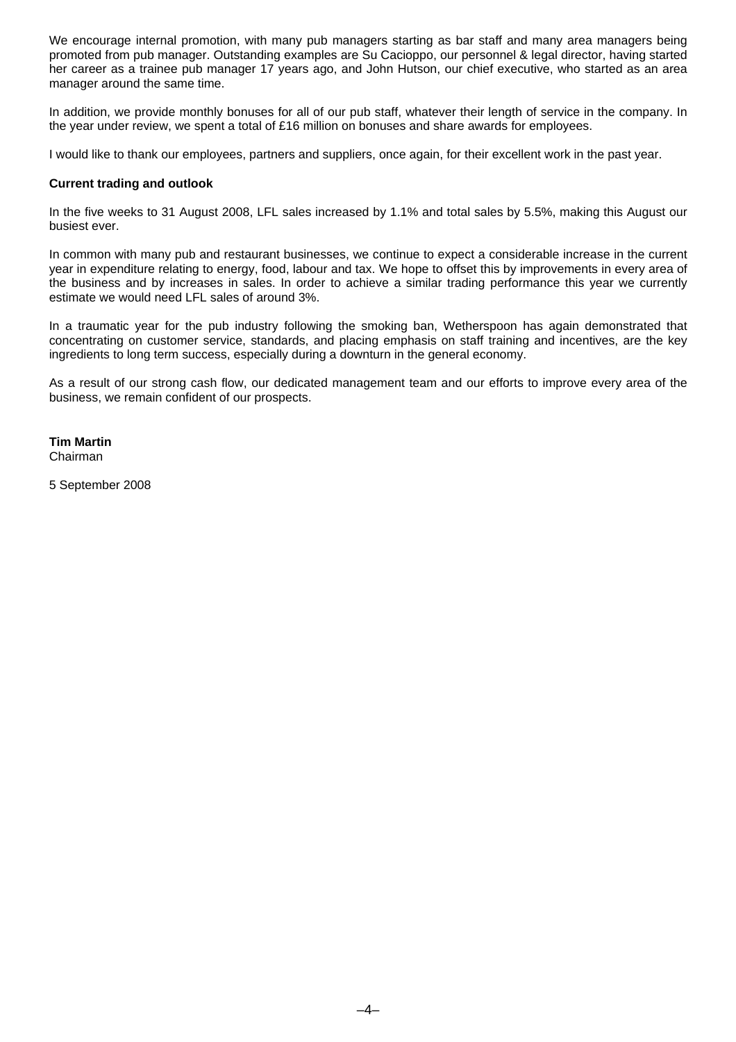We encourage internal promotion, with many pub managers starting as bar staff and many area managers being promoted from pub manager. Outstanding examples are Su Cacioppo, our personnel & legal director, having started her career as a trainee pub manager 17 years ago, and John Hutson, our chief executive, who started as an area manager around the same time.

In addition, we provide monthly bonuses for all of our pub staff, whatever their length of service in the company. In the year under review, we spent a total of £16 million on bonuses and share awards for employees.

I would like to thank our employees, partners and suppliers, once again, for their excellent work in the past year.

**Current trading and outlook**

In the five weeks to 31 August 2008, LFL sales increased by 1.1% and total sales by 5.5%, making this August our busiest ever.

In common with many pub and restaurant businesses, we continue to expect a considerable increase in the current year in expenditure relating to energy, food, labour and tax. We hope to offset this by improvements in every area of the business and by increases in sales. In order to achieve a similar trading performance this year we currently estimate we would need LFL sales of around 3%.

In a traumatic year for the pub industry following the smoking ban, Wetherspoon has again demonstrated that concentrating on customer service, standards, and placing emphasis on staff training and incentives, are the key ingredients to long term success, especially during a downturn in the general economy.

As a result of our strong cash flow, our dedicated management team and our efforts to improve every area of the business, we remain confident of our prospects.

**Tim Martin**
Chairman

5 September 2008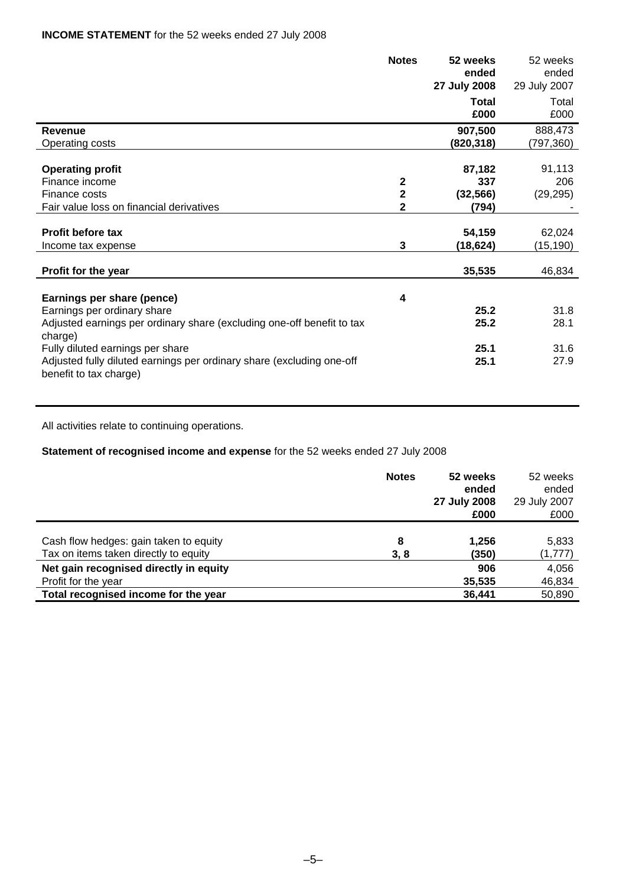**INCOME STATEMENT** for the 52 weeks ended 27 July 2008

| | Notes | 52 weeks ended 27 July 2008 Total £000 | 52 weeks ended 29 July 2007 Total £000 |
|---|---|---|---|
| **Revenue** | | **907,500** | 888,473 |
| Operating costs | | **(820,318)** | (797,360) |
| **Operating profit** | | **87,182** | 91,113 |
| Finance income | **2** | **337** | 206 |
| Finance costs | **2** | **(32,566)** | (29,295) |
| Fair value loss on financial derivatives | **2** | **(794)** | - |
| **Profit before tax** | | **54,159** | 62,024 |
| Income tax expense | **3** | **(18,624)** | (15,190) |
| **Profit for the year** | | **35,535** | 46,834 |
| **Earnings per share (pence)** | **4** | | |
| Earnings per ordinary share | | **25.2** | 31.8 |
| Adjusted earnings per ordinary share (excluding one-off benefit to tax charge) | | **25.2** | 28.1 |
| Fully diluted earnings per share | | **25.1** | 31.6 |
| Adjusted fully diluted earnings per ordinary share (excluding one-off benefit to tax charge) | | **25.1** | 27.9 |

All activities relate to continuing operations.

**Statement of recognised income and expense** for the 52 weeks ended 27 July 2008

| | Notes | 52 weeks ended 27 July 2008 £000 | 52 weeks ended 29 July 2007 £000 |
|---|---|---|---|
| Cash flow hedges: gain taken to equity | **8** | **1,256** | 5,833 |
| Tax on items taken directly to equity | **3, 8** | **(350)** | (1,777) |
| **Net gain recognised directly in equity** | | **906** | 4,056 |
| Profit for the year | | **35,535** | 46,834 |
| **Total recognised income for the year** | | **36,441** | 50,890 |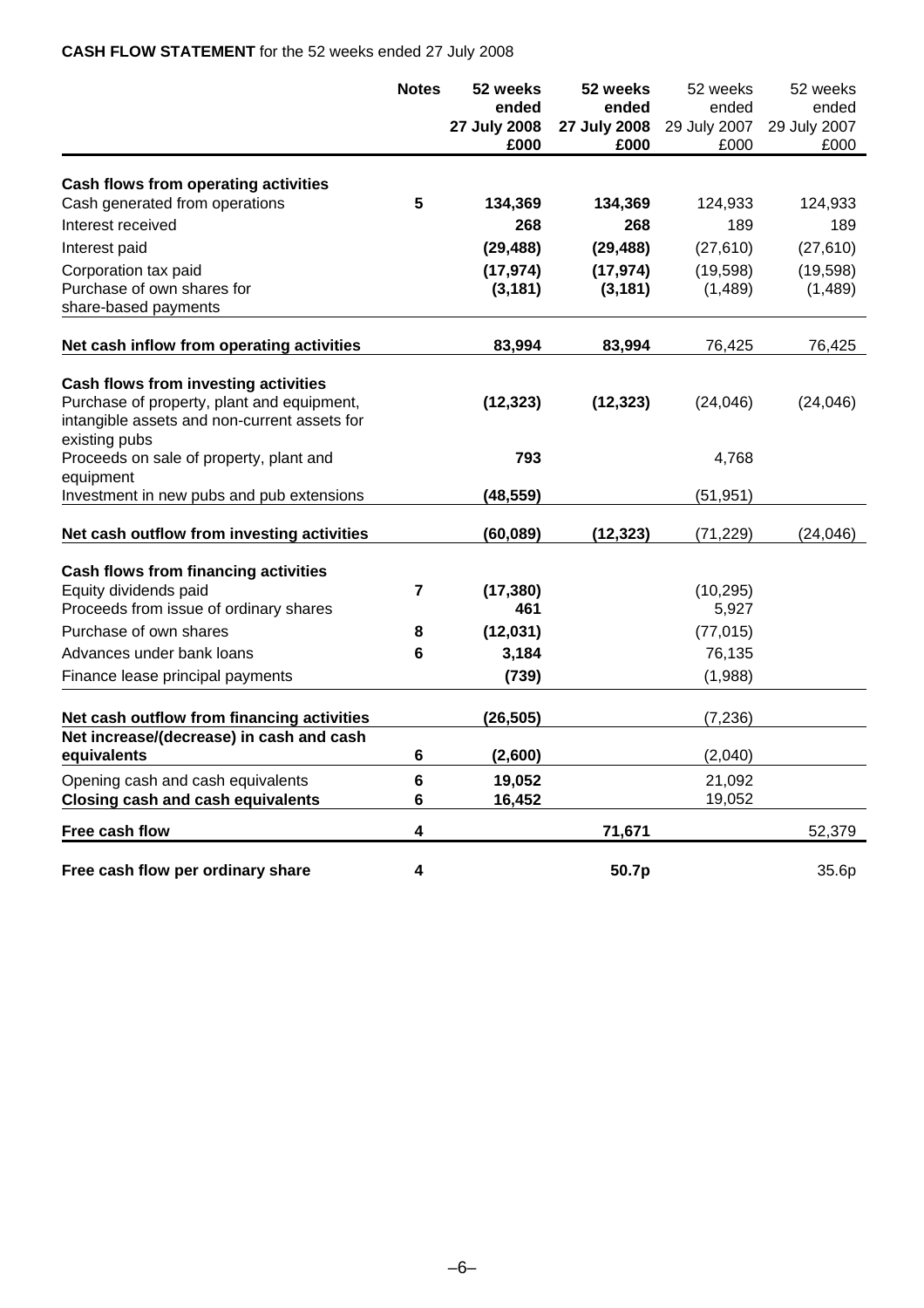**CASH FLOW STATEMENT** for the 52 weeks ended 27 July 2008

| | Notes | 52 weeks ended 27 July 2008 £000 | 52 weeks ended 27 July 2008 £000 | 52 weeks ended 29 July 2007 £000 | 52 weeks ended 29 July 2007 £000 |
|---|---|---|---|---|---|
| **Cash flows from operating activities** | | | | | |
| Cash generated from operations | 5 | **134,369** | **134,369** | 124,933 | 124,933 |
| Interest received | | **268** | **268** | 189 | 189 |
| Interest paid | | **(29,488)** | **(29,488)** | (27,610) | (27,610) |
| Corporation tax paid | | **(17,974)** | **(17,974)** | (19,598) | (19,598) |
| Purchase of own shares for share-based payments | | **(3,181)** | **(3,181)** | (1,489) | (1,489) |
| **Net cash inflow from operating activities** | | **83,994** | **83,994** | 76,425 | 76,425 |
| **Cash flows from investing activities** | | | | | |
| Purchase of property, plant and equipment, intangible assets and non-current assets for existing pubs | | **(12,323)** | **(12,323)** | (24,046) | (24,046) |
| Proceeds on sale of property, plant and equipment | | **793** | | 4,768 | |
| Investment in new pubs and pub extensions | | **(48,559)** | | (51,951) | |
| **Net cash outflow from investing activities** | | **(60,089)** | **(12,323)** | (71,229) | (24,046) |
| **Cash flows from financing activities** | | | | | |
| Equity dividends paid | 7 | **(17,380)** | | (10,295) | |
| Proceeds from issue of ordinary shares | | **461** | | 5,927 | |
| Purchase of own shares | 8 | **(12,031)** | | (77,015) | |
| Advances under bank loans | 6 | **3,184** | | 76,135 | |
| Finance lease principal payments | | **(739)** | | (1,988) | |
| **Net cash outflow from financing activities** | | **(26,505)** | | (7,236) | |
| **Net increase/(decrease) in cash and cash equivalents** | 6 | **(2,600)** | | (2,040) | |
| Opening cash and cash equivalents | 6 | **19,052** | | 21,092 | |
| **Closing cash and cash equivalents** | 6 | **16,452** | | 19,052 | |
| **Free cash flow** | 4 | | **71,671** | | 52,379 |
| **Free cash flow per ordinary share** | 4 | | **50.7p** | | 35.6p |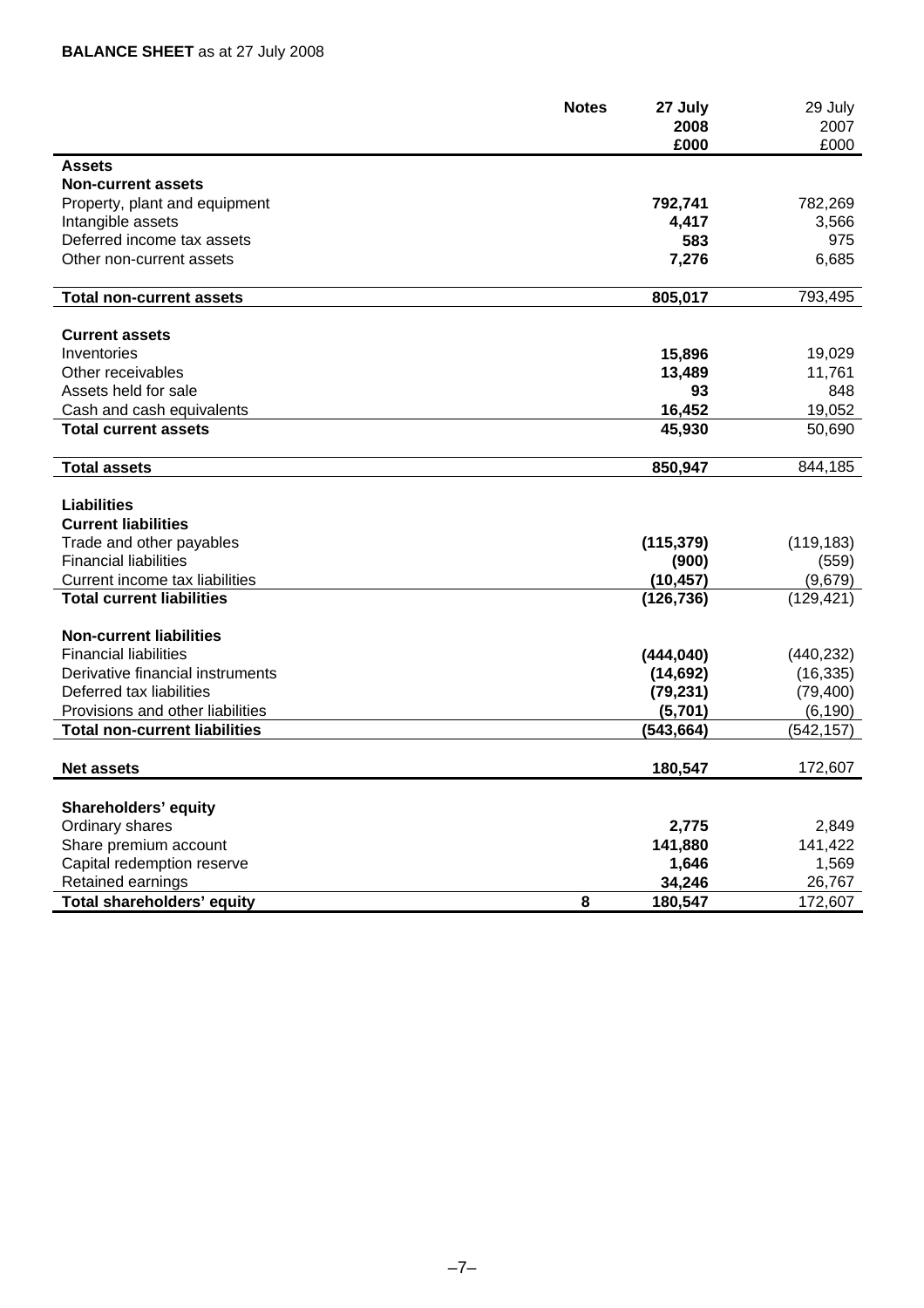**BALANCE SHEET** as at 27 July 2008

| | Notes | **27 July 2008 £000** | 29 July 2007 £000 |
|---|---|---|---|
| **Assets** | | | |
| **Non-current assets** | | | |
| Property, plant and equipment | | **792,741** | 782,269 |
| Intangible assets | | **4,417** | 3,566 |
| Deferred income tax assets | | **583** | 975 |
| Other non-current assets | | **7,276** | 6,685 |
| **Total non-current assets** | | **805,017** | 793,495 |
| **Current assets** | | | |
| Inventories | | **15,896** | 19,029 |
| Other receivables | | **13,489** | 11,761 |
| Assets held for sale | | **93** | 848 |
| Cash and cash equivalents | | **16,452** | 19,052 |
| **Total current assets** | | **45,930** | 50,690 |
| **Total assets** | | **850,947** | 844,185 |
| **Liabilities** | | | |
| **Current liabilities** | | | |
| Trade and other payables | | **(115,379)** | (119,183) |
| Financial liabilities | | **(900)** | (559) |
| Current income tax liabilities | | **(10,457)** | (9,679) |
| **Total current liabilities** | | **(126,736)** | (129,421) |
| **Non-current liabilities** | | | |
| Financial liabilities | | **(444,040)** | (440,232) |
| Derivative financial instruments | | **(14,692)** | (16,335) |
| Deferred tax liabilities | | **(79,231)** | (79,400) |
| Provisions and other liabilities | | **(5,701)** | (6,190) |
| **Total non-current liabilities** | | **(543,664)** | (542,157) |
| **Net assets** | | **180,547** | 172,607 |
| **Shareholders' equity** | | | |
| Ordinary shares | | **2,775** | 2,849 |
| Share premium account | | **141,880** | 141,422 |
| Capital redemption reserve | | **1,646** | 1,569 |
| Retained earnings | | **34,246** | 26,767 |
| **Total shareholders' equity** | **8** | **180,547** | 172,607 |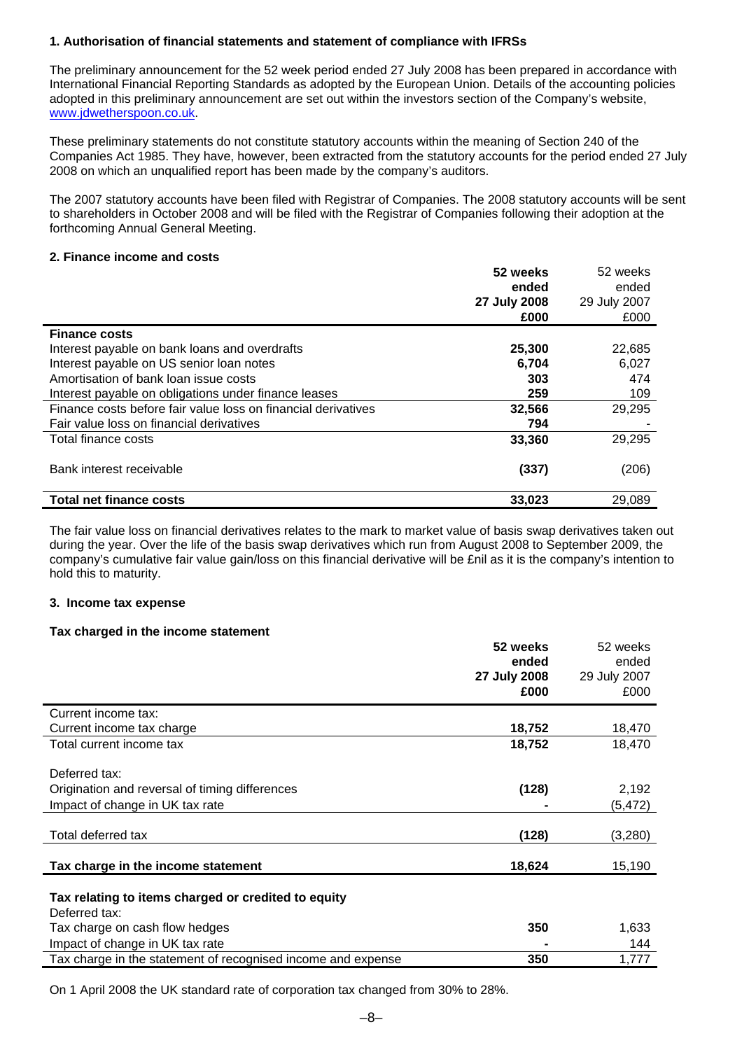### 1. Authorisation of financial statements and statement of compliance with IFRSs

The preliminary announcement for the 52 week period ended 27 July 2008 has been prepared in accordance with International Financial Reporting Standards as adopted by the European Union. Details of the accounting policies adopted in this preliminary announcement are set out within the investors section of the Company's website, www.jdwetherspoon.co.uk.

These preliminary statements do not constitute statutory accounts within the meaning of Section 240 of the Companies Act 1985. They have, however, been extracted from the statutory accounts for the period ended 27 July 2008 on which an unqualified report has been made by the company's auditors.

The 2007 statutory accounts have been filed with Registrar of Companies. The 2008 statutory accounts will be sent to shareholders in October 2008 and will be filed with the Registrar of Companies following their adoption at the forthcoming Annual General Meeting.

### 2. Finance income and costs

| | **52 weeks ended 27 July 2008 £000** | 52 weeks ended 29 July 2007 £000 |
|---|---|---|
| **Finance costs** | | |
| Interest payable on bank loans and overdrafts | **25,300** | 22,685 |
| Interest payable on US senior loan notes | **6,704** | 6,027 |
| Amortisation of bank loan issue costs | **303** | 474 |
| Interest payable on obligations under finance leases | **259** | 109 |
| Finance costs before fair value loss on financial derivatives | **32,566** | 29,295 |
| Fair value loss on financial derivatives | **794** | - |
| Total finance costs | **33,360** | 29,295 |
| Bank interest receivable | **(337)** | (206) |
| **Total net finance costs** | **33,023** | 29,089 |

The fair value loss on financial derivatives relates to the mark to market value of basis swap derivatives taken out during the year. Over the life of the basis swap derivatives which run from August 2008 to September 2009, the company's cumulative fair value gain/loss on this financial derivative will be £nil as it is the company's intention to hold this to maturity.

### 3. Income tax expense

**Tax charged in the income statement**

| | **52 weeks ended 27 July 2008 £000** | 52 weeks ended 29 July 2007 £000 |
|---|---|---|
| Current income tax: | | |
| Current income tax charge | **18,752** | 18,470 |
| Total current income tax | **18,752** | 18,470 |
| Deferred tax: | | |
| Origination and reversal of timing differences | **(128)** | 2,192 |
| Impact of change in UK tax rate | **-** | (5,472) |
| Total deferred tax | **(128)** | (3,280) |
| **Tax charge in the income statement** | **18,624** | 15,190 |
| **Tax relating to items charged or credited to equity** | | |
| Deferred tax: | | |
| Tax charge on cash flow hedges | **350** | 1,633 |
| Impact of change in UK tax rate | **-** | 144 |
| Tax charge in the statement of recognised income and expense | **350** | 1,777 |

On 1 April 2008 the UK standard rate of corporation tax changed from 30% to 28%.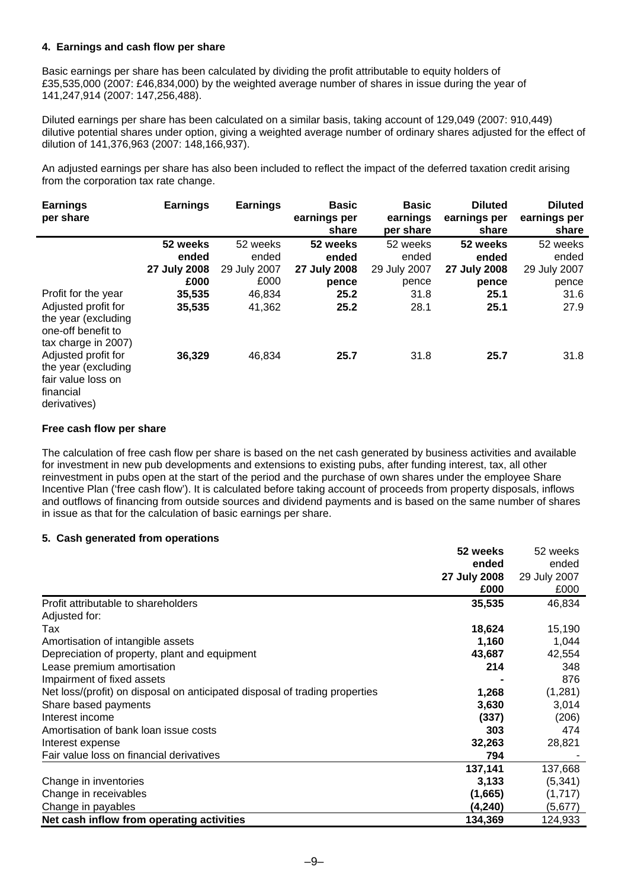### 4. Earnings and cash flow per share

Basic earnings per share has been calculated by dividing the profit attributable to equity holders of £35,535,000 (2007: £46,834,000) by the weighted average number of shares in issue during the year of 141,247,914 (2007: 147,256,488).

Diluted earnings per share has been calculated on a similar basis, taking account of 129,049 (2007: 910,449) dilutive potential shares under option, giving a weighted average number of ordinary shares adjusted for the effect of dilution of 141,376,963 (2007: 148,166,937).

An adjusted earnings per share has also been included to reflect the impact of the deferred taxation credit arising from the corporation tax rate change.

| **Earnings per share** | **Earnings** | **Earnings** | **Basic earnings per share** | **Basic earnings per share** | **Diluted earnings per share** | **Diluted earnings per share** |
|---|---|---|---|---|---|---|
| | **52 weeks ended 27 July 2008 £000** | 52 weeks ended 29 July 2007 £000 | **52 weeks ended 27 July 2008 pence** | 52 weeks ended 29 July 2007 pence | **52 weeks ended 27 July 2008 pence** | 52 weeks ended 29 July 2007 pence |
| Profit for the year | **35,535** | 46,834 | **25.2** | 31.8 | **25.1** | 31.6 |
| Adjusted profit for the year (excluding one-off benefit to tax charge in 2007) | **35,535** | 41,362 | **25.2** | 28.1 | **25.1** | 27.9 |
| Adjusted profit for the year (excluding fair value loss on financial derivatives) | **36,329** | 46,834 | **25.7** | 31.8 | **25.7** | 31.8 |

**Free cash flow per share**

The calculation of free cash flow per share is based on the net cash generated by business activities and available for investment in new pub developments and extensions to existing pubs, after funding interest, tax, all other reinvestment in pubs open at the start of the period and the purchase of own shares under the employee Share Incentive Plan ('free cash flow'). It is calculated before taking account of proceeds from property disposals, inflows and outflows of financing from outside sources and dividend payments and is based on the same number of shares in issue as that for the calculation of basic earnings per share.

### 5. Cash generated from operations

| | **52 weeks ended 27 July 2008 £000** | 52 weeks ended 29 July 2007 £000 |
|---|---|---|
| Profit attributable to shareholders | **35,535** | 46,834 |
| Adjusted for: | | |
| Tax | **18,624** | 15,190 |
| Amortisation of intangible assets | **1,160** | 1,044 |
| Depreciation of property, plant and equipment | **43,687** | 42,554 |
| Lease premium amortisation | **214** | 348 |
| Impairment of fixed assets | **-** | 876 |
| Net loss/(profit) on disposal on anticipated disposal of trading properties | **1,268** | (1,281) |
| Share based payments | **3,630** | 3,014 |
| Interest income | **(337)** | (206) |
| Amortisation of bank loan issue costs | **303** | 474 |
| Interest expense | **32,263** | 28,821 |
| Fair value loss on financial derivatives | **794** | - |
| | **137,141** | 137,668 |
| Change in inventories | **3,133** | (5,341) |
| Change in receivables | **(1,665)** | (1,717) |
| Change in payables | **(4,240)** | (5,677) |
| **Net cash inflow from operating activities** | **134,369** | 124,933 |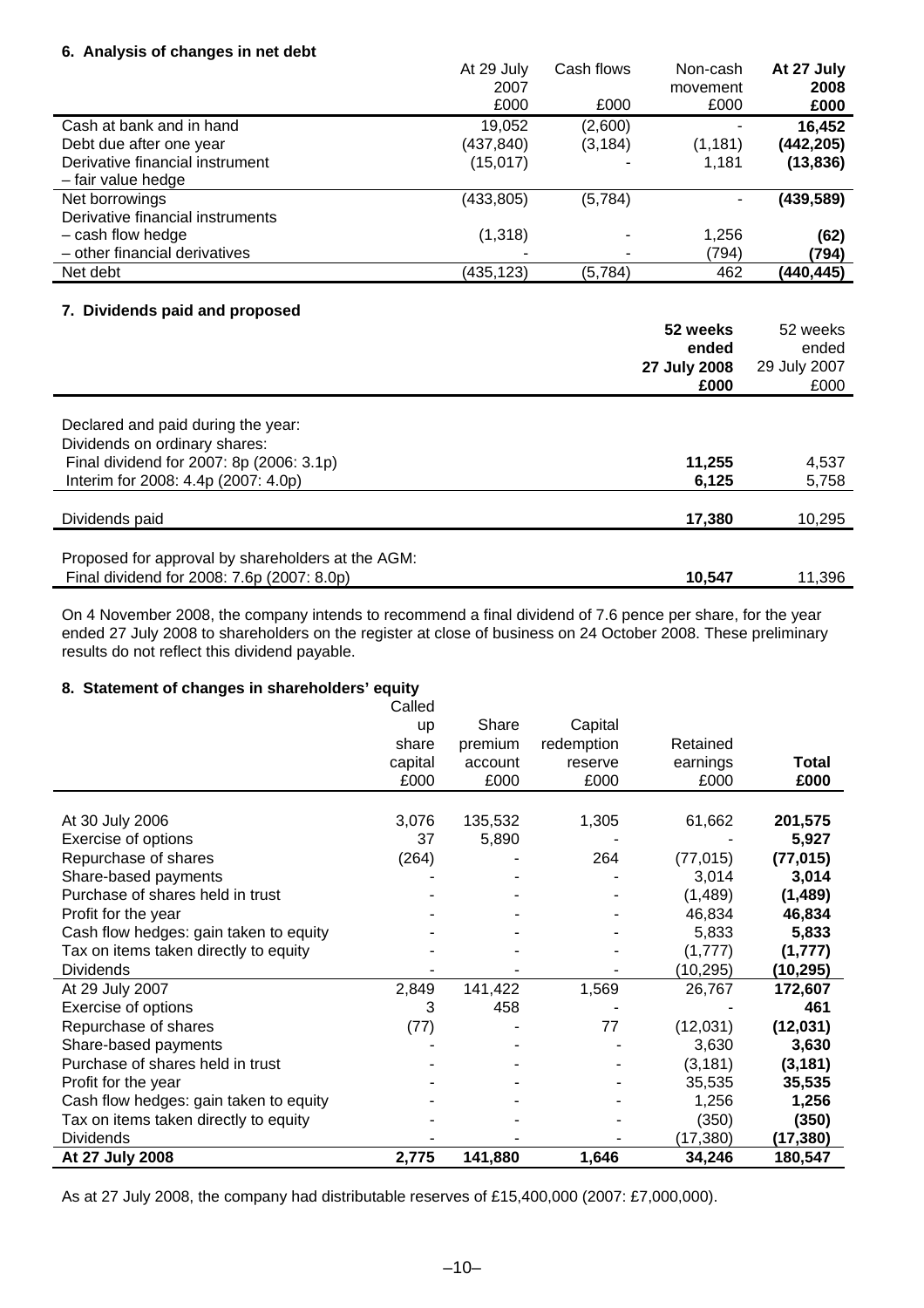### 6. Analysis of changes in net debt

| | At 29 July 2007 £000 | Cash flows £000 | Non-cash movement £000 | **At 27 July 2008 £000** |
|---|---|---|---|---|
| Cash at bank and in hand | 19,052 | (2,600) | - | **16,452** |
| Debt due after one year | (437,840) | (3,184) | (1,181) | **(442,205)** |
| Derivative financial instrument – fair value hedge | (15,017) | - | 1,181 | **(13,836)** |
| Net borrowings | (433,805) | (5,784) | - | **(439,589)** |
| Derivative financial instruments | | | | |
| – cash flow hedge | (1,318) | - | 1,256 | **(62)** |
| – other financial derivatives | - | - | (794) | **(794)** |
| Net debt | (435,123) | (5,784) | 462 | **(440,445)** |

### 7. Dividends paid and proposed

| | **52 weeks ended 27 July 2008 £000** | 52 weeks ended 29 July 2007 £000 |
|---|---|---|
| Declared and paid during the year: | | |
| Dividends on ordinary shares: | | |
| Final dividend for 2007: 8p (2006: 3.1p) | **11,255** | 4,537 |
| Interim for 2008: 4.4p (2007: 4.0p) | **6,125** | 5,758 |
| Dividends paid | **17,380** | 10,295 |
| Proposed for approval by shareholders at the AGM: | | |
| Final dividend for 2008: 7.6p (2007: 8.0p) | **10,547** | 11,396 |

On 4 November 2008, the company intends to recommend a final dividend of 7.6 pence per share, for the year ended 27 July 2008 to shareholders on the register at close of business on 24 October 2008. These preliminary results do not reflect this dividend payable.

### 8. Statement of changes in shareholders' equity

| | Called up share capital £000 | Share premium account £000 | Capital redemption reserve £000 | Retained earnings £000 | **Total £000** |
|---|---|---|---|---|---|
| At 30 July 2006 | 3,076 | 135,532 | 1,305 | 61,662 | **201,575** |
| Exercise of options | 37 | 5,890 | - | - | **5,927** |
| Repurchase of shares | (264) | - | 264 | (77,015) | **(77,015)** |
| Share-based payments | - | - | - | 3,014 | **3,014** |
| Purchase of shares held in trust | - | - | - | (1,489) | **(1,489)** |
| Profit for the year | - | - | - | 46,834 | **46,834** |
| Cash flow hedges: gain taken to equity | - | - | - | 5,833 | **5,833** |
| Tax on items taken directly to equity | - | - | - | (1,777) | **(1,777)** |
| Dividends | - | - | - | (10,295) | **(10,295)** |
| At 29 July 2007 | 2,849 | 141,422 | 1,569 | 26,767 | **172,607** |
| Exercise of options | 3 | 458 | - | - | **461** |
| Repurchase of shares | (77) | - | 77 | (12,031) | **(12,031)** |
| Share-based payments | - | - | - | 3,630 | **3,630** |
| Purchase of shares held in trust | - | - | - | (3,181) | **(3,181)** |
| Profit for the year | - | - | - | 35,535 | **35,535** |
| Cash flow hedges: gain taken to equity | - | - | - | 1,256 | **1,256** |
| Tax on items taken directly to equity | - | - | - | (350) | **(350)** |
| Dividends | - | - | - | (17,380) | **(17,380)** |
| **At 27 July 2008** | **2,775** | **141,880** | **1,646** | **34,246** | **180,547** |

As at 27 July 2008, the company had distributable reserves of £15,400,000 (2007: £7,000,000).